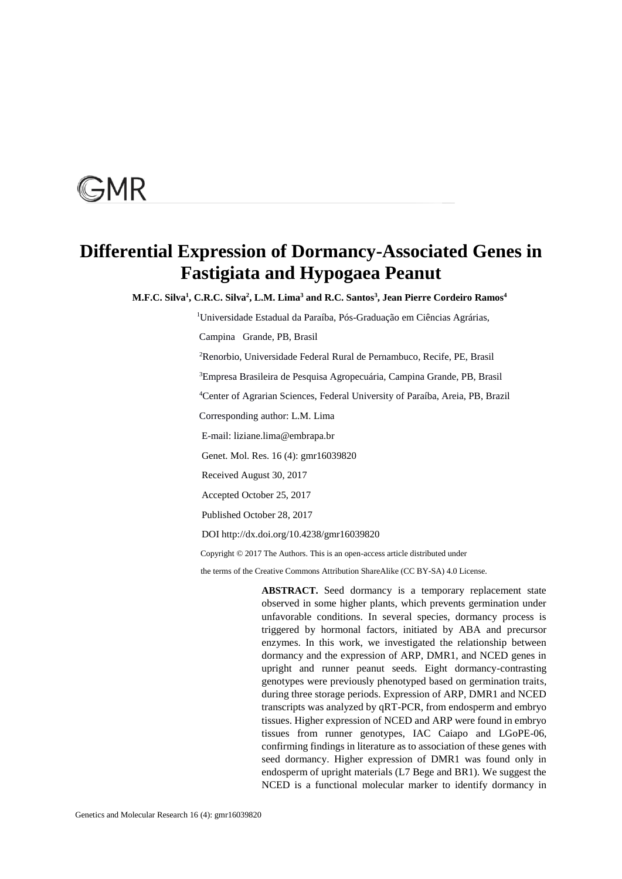# Differential Expression of Dormancy-Associated Genes in Fastigiata and Hypogaea Peanut

**M.F.C. Silva[1], C.R.C. Silva[2], L.M. Lima[3] and R.C. Santos[3], Jean Pierre Cordeiro Ramos[4]**

[1]Universidade Estadual da Paraíba, Pós-Graduação em Ciências Agrárias, Campina Grande, PB, Brasil

[2]Renorbio, Universidade Federal Rural de Pernambuco, Recife, PE, Brasil

[3]Empresa Brasileira de Pesquisa Agropecuária, Campina Grande, PB, Brasil

[4]Center of Agrarian Sciences, Federal University of Paraíba, Areia, PB, Brazil

Corresponding author: L.M. Lima

E-mail: liziane.lima@embrapa.br

Genet. Mol. Res. 16 (4): gmr16039820

Received August 30, 2017

Accepted October 25, 2017

Published October 28, 2017

DOI http://dx.doi.org/10.4238/gmr16039820

Copyright © 2017 The Authors. This is an open-access article distributed under the terms of the Creative Commons Attribution ShareAlike (CC BY-SA) 4.0 License.

**ABSTRACT.** Seed dormancy is a temporary replacement state observed in some higher plants, which prevents germination under unfavorable conditions. In several species, dormancy process is triggered by hormonal factors, initiated by ABA and precursor enzymes. In this work, we investigated the relationship between dormancy and the expression of ARP, DMR1, and NCED genes in upright and runner peanut seeds. Eight dormancy-contrasting genotypes were previously phenotyped based on germination traits, during three storage periods. Expression of ARP, DMR1 and NCED transcripts was analyzed by qRT-PCR, from endosperm and embryo tissues. Higher expression of NCED and ARP were found in embryo tissues from runner genotypes, IAC Caiapo and LGoPE-06, confirming findings in literature as to association of these genes with seed dormancy. Higher expression of DMR1 was found only in endosperm of upright materials (L7 Bege and BR1). We suggest the NCED is a functional molecular marker to identify dormancy in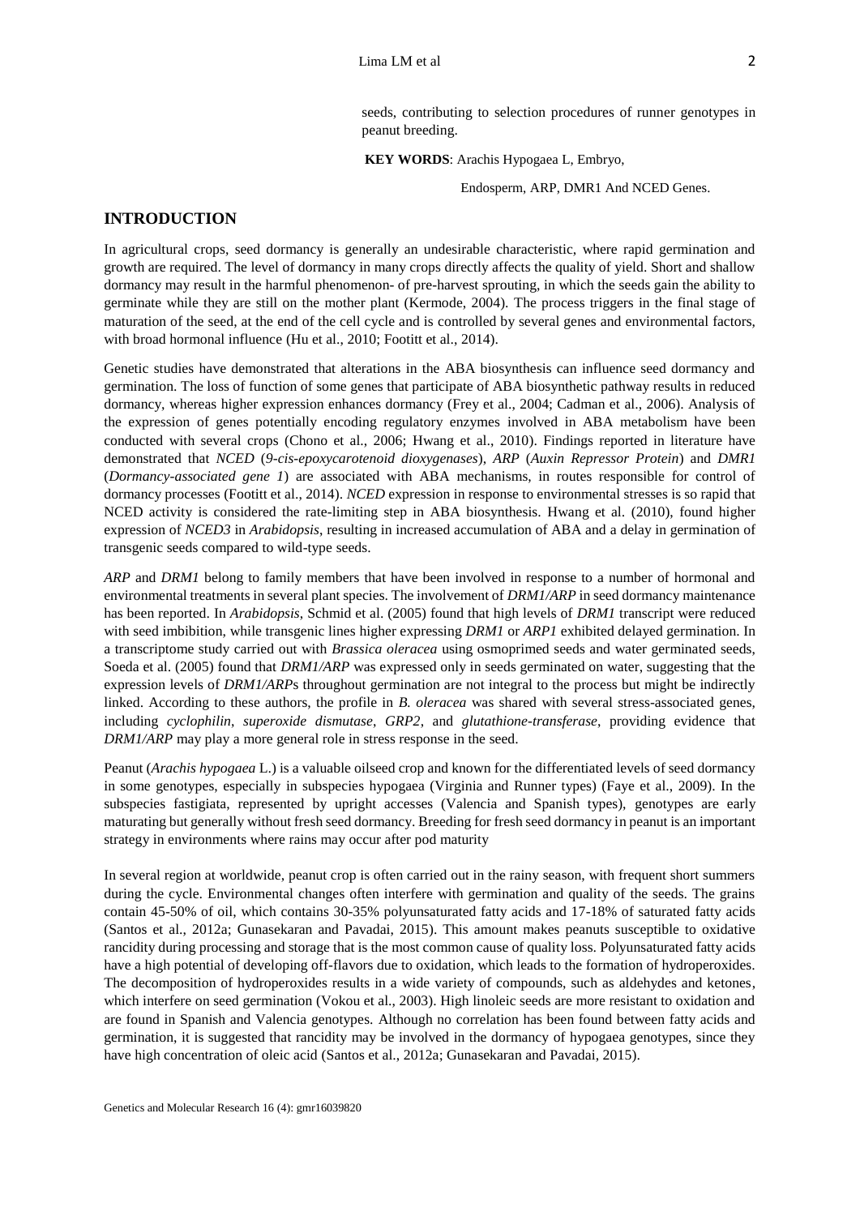seeds, contributing to selection procedures of runner genotypes in peanut breeding.

**KEY WORDS**: Arachis Hypogaea L, Embryo, Endosperm, ARP, DMR1 And NCED Genes.

## INTRODUCTION

In agricultural crops, seed dormancy is generally an undesirable characteristic, where rapid germination and growth are required. The level of dormancy in many crops directly affects the quality of yield. Short and shallow dormancy may result in the harmful phenomenon- of pre-harvest sprouting, in which the seeds gain the ability to germinate while they are still on the mother plant (Kermode, 2004). The process triggers in the final stage of maturation of the seed, at the end of the cell cycle and is controlled by several genes and environmental factors, with broad hormonal influence (Hu et al., 2010; Footitt et al., 2014).

Genetic studies have demonstrated that alterations in the ABA biosynthesis can influence seed dormancy and germination. The loss of function of some genes that participate of ABA biosynthetic pathway results in reduced dormancy, whereas higher expression enhances dormancy (Frey et al., 2004; Cadman et al., 2006). Analysis of the expression of genes potentially encoding regulatory enzymes involved in ABA metabolism have been conducted with several crops (Chono et al., 2006; Hwang et al., 2010). Findings reported in literature have demonstrated that *NCED* (*9-cis-epoxycarotenoid dioxygenases*), *ARP* (*Auxin Repressor Protein*) and *DMR1* (*Dormancy-associated gene 1*) are associated with ABA mechanisms, in routes responsible for control of dormancy processes (Footitt et al., 2014). *NCED* expression in response to environmental stresses is so rapid that NCED activity is considered the rate-limiting step in ABA biosynthesis. Hwang et al. (2010), found higher expression of *NCED3* in *Arabidopsis*, resulting in increased accumulation of ABA and a delay in germination of transgenic seeds compared to wild-type seeds.

*ARP* and *DRM1* belong to family members that have been involved in response to a number of hormonal and environmental treatments in several plant species. The involvement of *DRM1/ARP* in seed dormancy maintenance has been reported. In *Arabidopsis*, Schmid et al. (2005) found that high levels of *DRM1* transcript were reduced with seed imbibition, while transgenic lines higher expressing *DRM1* or *ARP1* exhibited delayed germination. In a transcriptome study carried out with *Brassica oleracea* using osmoprimed seeds and water germinated seeds, Soeda et al. (2005) found that *DRM1/ARP* was expressed only in seeds germinated on water, suggesting that the expression levels of *DRM1/ARP*s throughout germination are not integral to the process but might be indirectly linked. According to these authors, the profile in *B. oleracea* was shared with several stress-associated genes, including *cyclophilin*, *superoxide dismutase*, *GRP2*, and *glutathione-transferase*, providing evidence that *DRM1/ARP* may play a more general role in stress response in the seed.

Peanut (*Arachis hypogaea* L.) is a valuable oilseed crop and known for the differentiated levels of seed dormancy in some genotypes, especially in subspecies hypogaea (Virginia and Runner types) (Faye et al., 2009). In the subspecies fastigiata, represented by upright accesses (Valencia and Spanish types), genotypes are early maturating but generally without fresh seed dormancy. Breeding for fresh seed dormancy in peanut is an important strategy in environments where rains may occur after pod maturity

In several region at worldwide, peanut crop is often carried out in the rainy season, with frequent short summers during the cycle. Environmental changes often interfere with germination and quality of the seeds. The grains contain 45-50% of oil, which contains 30-35% polyunsaturated fatty acids and 17-18% of saturated fatty acids (Santos et al., 2012a; Gunasekaran and Pavadai, 2015). This amount makes peanuts susceptible to oxidative rancidity during processing and storage that is the most common cause of quality loss. Polyunsaturated fatty acids have a high potential of developing off-flavors due to oxidation, which leads to the formation of hydroperoxides. The decomposition of hydroperoxides results in a wide variety of compounds, such as aldehydes and ketones, which interfere on seed germination (Vokou et al., 2003). High linoleic seeds are more resistant to oxidation and are found in Spanish and Valencia genotypes. Although no correlation has been found between fatty acids and germination, it is suggested that rancidity may be involved in the dormancy of hypogaea genotypes, since they have high concentration of oleic acid (Santos et al., 2012a; Gunasekaran and Pavadai, 2015).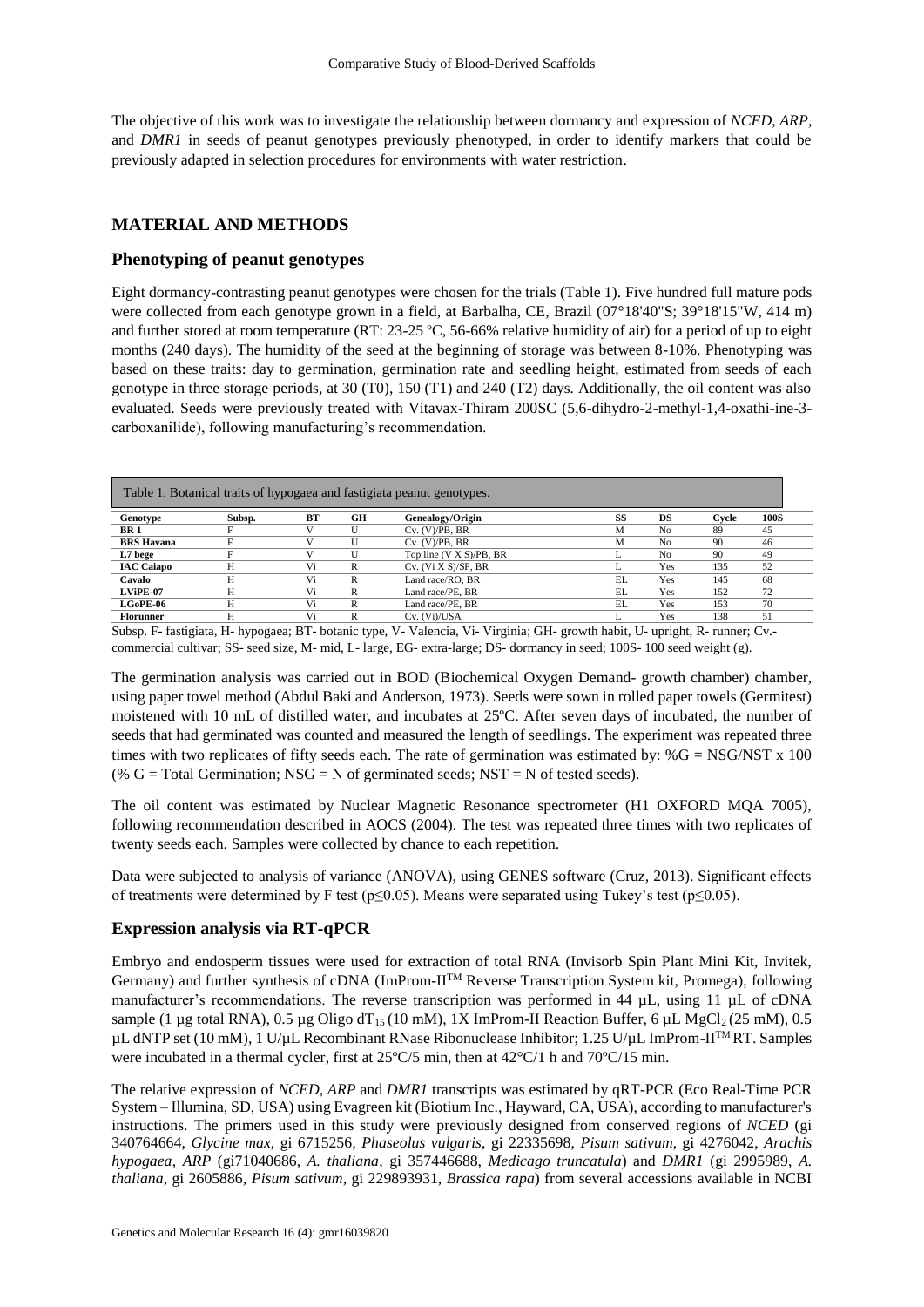The objective of this work was to investigate the relationship between dormancy and expression of *NCED*, *ARP*, and *DMR1* in seeds of peanut genotypes previously phenotyped, in order to identify markers that could be previously adapted in selection procedures for environments with water restriction.

## MATERIAL AND METHODS

### Phenotyping of peanut genotypes

Eight dormancy-contrasting peanut genotypes were chosen for the trials (Table 1). Five hundred full mature pods were collected from each genotype grown in a field, at Barbalha, CE, Brazil (07°18'40"S; 39°18'15"W, 414 m) and further stored at room temperature (RT: 23-25 ºC, 56-66% relative humidity of air) for a period of up to eight months (240 days). The humidity of the seed at the beginning of storage was between 8-10%. Phenotyping was based on these traits: day to germination, germination rate and seedling height, estimated from seeds of each genotype in three storage periods, at 30 (T0), 150 (T1) and 240 (T2) days. Additionally, the oil content was also evaluated. Seeds were previously treated with Vitavax-Thiram 200SC (5,6-dihydro-2-methyl-1,4-oxathi-ine-3-carboxanilide), following manufacturing's recommendation.

Table 1. Botanical traits of hypogaea and fastigiata peanut genotypes.

| Genotype | Subsp. | BT | GH | Genealogy/Origin | SS | DS | Cycle | 100S |
|---|---|---|---|---|---|---|---|---|
| BR 1 | F | V | U | Cv. (V)/PB, BR | M | No | 89 | 45 |
| BRS Havana | F | V | U | Cv. (V)/PB, BR | M | No | 90 | 46 |
| L7 bege | F | V | U | Top line (V X S)/PB, BR | L | No | 90 | 49 |
| IAC Caiapo | H | Vi | R | Cv. (Vi X S)/SP, BR | L | Yes | 135 | 52 |
| Cavalo | H | Vi | R | Land race/RO, BR | EL | Yes | 145 | 68 |
| LViPE-07 | H | Vi | R | Land race/PE, BR | EL | Yes | 152 | 72 |
| LGoPE-06 | H | Vi | R | Land race/PE, BR | EL | Yes | 153 | 70 |
| Florunner | H | Vi | R | Cv. (Vi)/USA | L | Yes | 138 | 51 |

Subsp. F- fastigiata, H- hypogaea; BT- botanic type, V- Valencia, Vi- Virginia; GH- growth habit, U- upright, R- runner; Cv.- commercial cultivar; SS- seed size, M- mid, L- large, EG- extra-large; DS- dormancy in seed; 100S- 100 seed weight (g).

The germination analysis was carried out in BOD (Biochemical Oxygen Demand- growth chamber) chamber, using paper towel method (Abdul Baki and Anderson, 1973). Seeds were sown in rolled paper towels (Germitest) moistened with 10 mL of distilled water, and incubates at 25ºC. After seven days of incubated, the number of seeds that had germinated was counted and measured the length of seedlings. The experiment was repeated three times with two replicates of fifty seeds each. The rate of germination was estimated by: $\%G = NSG/NST \times 100$ ($\%G$ = Total Germination; NSG = N of germinated seeds; NST = N of tested seeds).

The oil content was estimated by Nuclear Magnetic Resonance spectrometer (H1 OXFORD MQA 7005), following recommendation described in AOCS (2004). The test was repeated three times with two replicates of twenty seeds each. Samples were collected by chance to each repetition.

Data were subjected to analysis of variance (ANOVA), using GENES software (Cruz, 2013). Significant effects of treatments were determined by F test ($p \leq 0.05$). Means were separated using Tukey's test ($p \leq 0.05$).

### Expression analysis via RT-qPCR

Embryo and endosperm tissues were used for extraction of total RNA (Invisorb Spin Plant Mini Kit, Invitek, Germany) and further synthesis of cDNA (ImProm-II™ Reverse Transcription System kit, Promega), following manufacturer's recommendations. The reverse transcription was performed in 44 µL, using 11 µL of cDNA sample (1 µg total RNA), 0.5 µg Oligo $dT_{15}$ (10 mM), 1X ImProm-II Reaction Buffer, 6 µL $MgCl_2$ (25 mM), 0.5 µL dNTP set (10 mM), 1 U/µL Recombinant RNase Ribonuclease Inhibitor; 1.25 U/µL ImProm-II™ RT. Samples were incubated in a thermal cycler, first at 25ºC/5 min, then at 42°C/1 h and 70ºC/15 min.

The relative expression of *NCED*, *ARP* and *DMR1* transcripts was estimated by qRT-PCR (Eco Real-Time PCR System – Illumina, SD, USA) using Evagreen kit (Biotium Inc., Hayward, CA, USA), according to manufacturer's instructions. The primers used in this study were previously designed from conserved regions of *NCED* (gi 340764664, *Glycine max*, gi 6715256, *Phaseolus vulgaris*, gi 22335698, *Pisum sativum*, gi 4276042, *Arachis hypogaea*, *ARP* (gi71040686, *A. thaliana*, gi 357446688, *Medicago truncatula*) and *DMR1* (gi 2995989, *A. thaliana*, gi 2605886, *Pisum sativum*, gi 229893931, *Brassica rapa*) from several accessions available in NCBI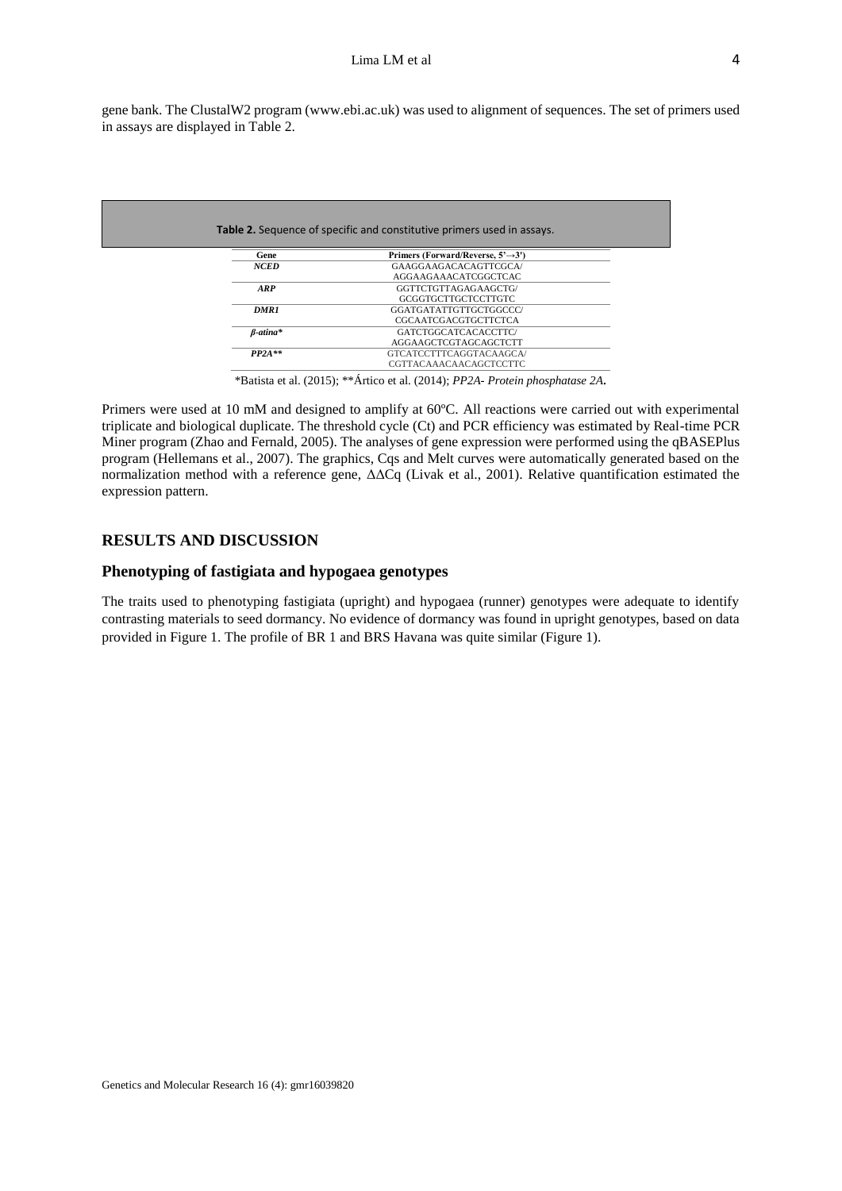gene bank. The ClustalW2 program (www.ebi.ac.uk) was used to alignment of sequences. The set of primers used in assays are displayed in Table 2.

**Table 2.** Sequence of specific and constitutive primers used in assays.

| Gene | Primers (Forward/Reverse, 5'→3') |
|---|---|
| ***NCED*** | GAAGGAAGACACAGTTCGCA/ AGGAAGAAACATCGGCTCAC |
| ***ARP*** | GGTTCTGTTAGAGAAGCTG/ GCGGTGCTTGCTCCTTGTC |
| ***DMR1*** | GGATGATATTGTTGCTGGCCC/ CGCAATCGACGTGCTTCTCA |
| ***β-atina**** | GATCTGGCATCACACCTTC/ AGGAAGCTCGTAGCAGCTCTT |
| ***PP2A***** | GTCATCCTTTCAGGTACAAGCA/ CGTTACAAACAACAGCTCCTTC |

*Batista et al. (2015); **Ártico et al. (2014); *PP2A- Protein phosphatase 2A*.

Primers were used at 10 mM and designed to amplify at 60ºC. All reactions were carried out with experimental triplicate and biological duplicate. The threshold cycle (Ct) and PCR efficiency was estimated by Real-time PCR Miner program (Zhao and Fernald, 2005). The analyses of gene expression were performed using the qBASEPlus program (Hellemans et al., 2007). The graphics, Cqs and Melt curves were automatically generated based on the normalization method with a reference gene, ΔΔCq (Livak et al., 2001). Relative quantification estimated the expression pattern.

## RESULTS AND DISCUSSION

### Phenotyping of fastigiata and hypogaea genotypes

The traits used to phenotyping fastigiata (upright) and hypogaea (runner) genotypes were adequate to identify contrasting materials to seed dormancy. No evidence of dormancy was found in upright genotypes, based on data provided in Figure 1. The profile of BR 1 and BRS Havana was quite similar (Figure 1).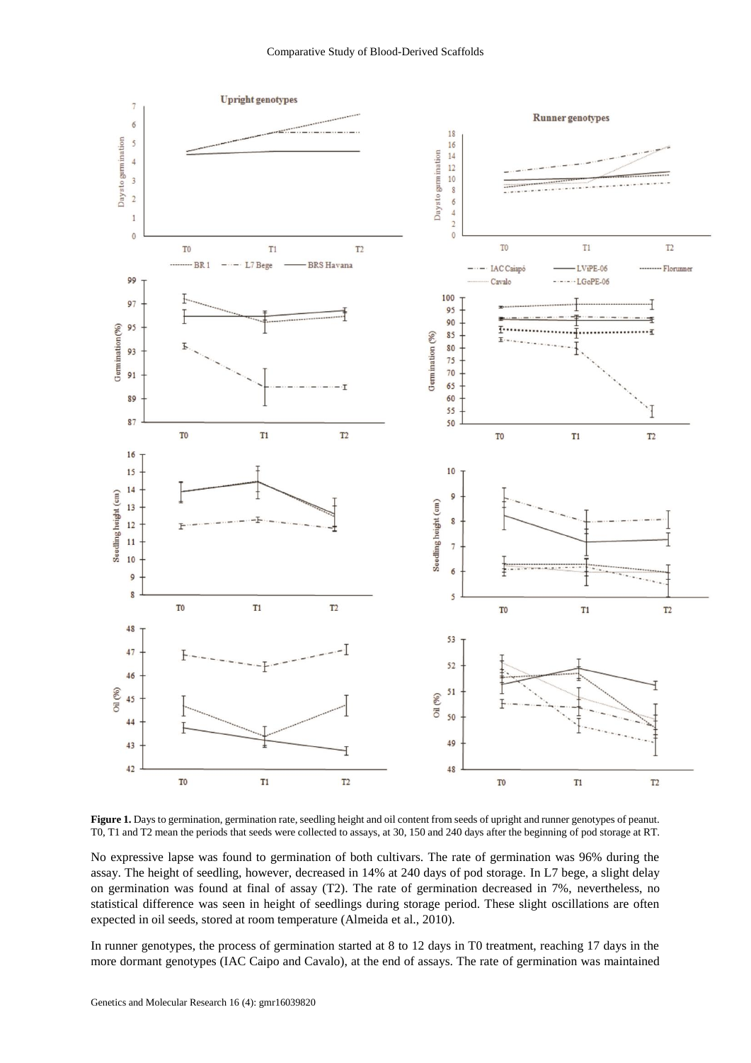**Figure 1.** Days to germination, germination rate, seedling height and oil content from seeds of upright and runner genotypes of peanut. T0, T1 and T2 mean the periods that seeds were collected to assays, at 30, 150 and 240 days after the beginning of pod storage at RT.

No expressive lapse was found to germination of both cultivars. The rate of germination was 96% during the assay. The height of seedling, however, decreased in 14% at 240 days of pod storage. In L7 bege, a slight delay on germination was found at final of assay (T2). The rate of germination decreased in 7%, nevertheless, no statistical difference was seen in height of seedlings during storage period. These slight oscillations are often expected in oil seeds, stored at room temperature (Almeida et al., 2010).

In runner genotypes, the process of germination started at 8 to 12 days in T0 treatment, reaching 17 days in the more dormant genotypes (IAC Caipo and Cavalo), at the end of assays. The rate of germination was maintained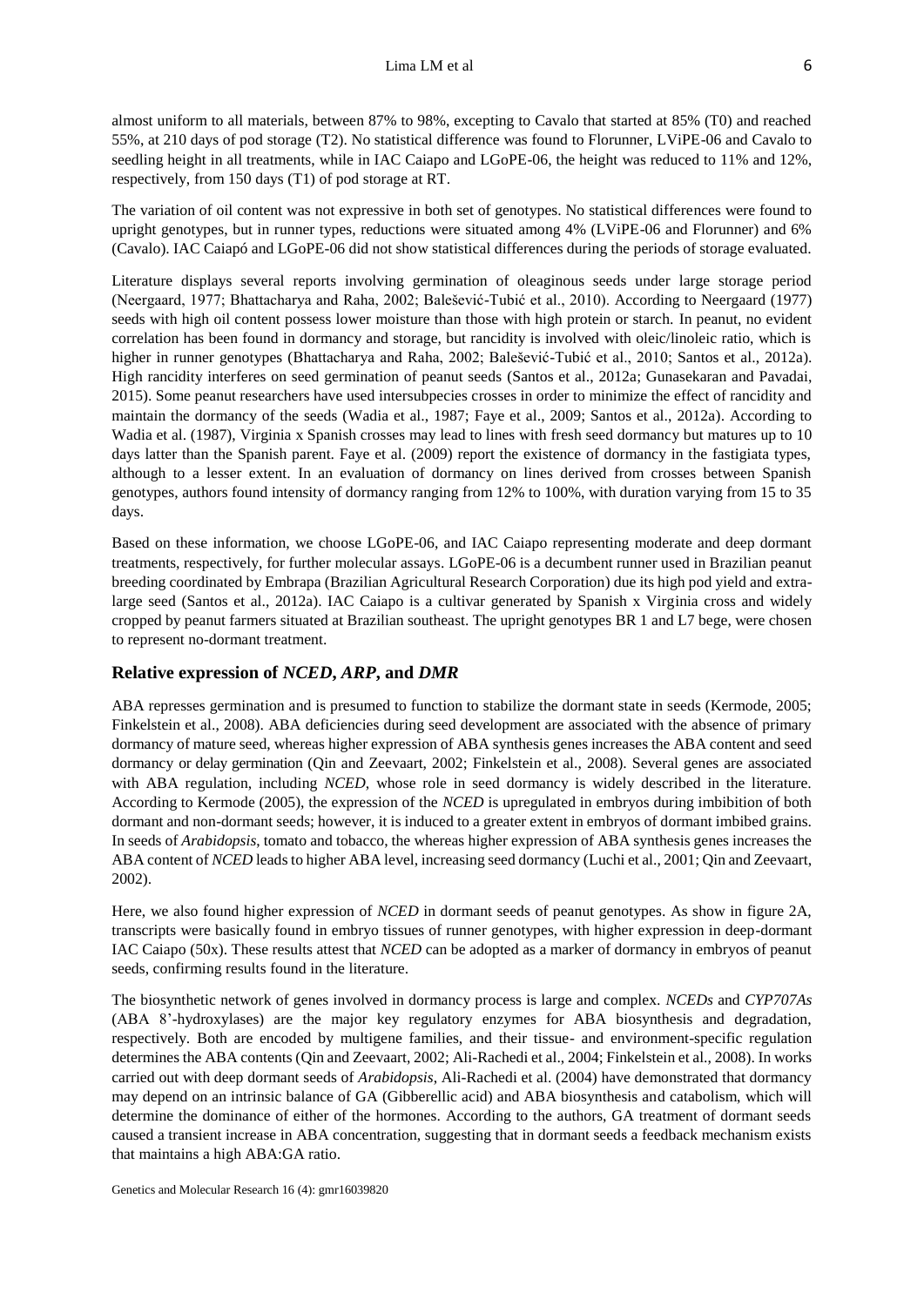almost uniform to all materials, between 87% to 98%, excepting to Cavalo that started at 85% (T0) and reached 55%, at 210 days of pod storage (T2). No statistical difference was found to Florunner, LViPE-06 and Cavalo to seedling height in all treatments, while in IAC Caiapo and LGoPE-06, the height was reduced to 11% and 12%, respectively, from 150 days (T1) of pod storage at RT.

The variation of oil content was not expressive in both set of genotypes. No statistical differences were found to upright genotypes, but in runner types, reductions were situated among 4% (LViPE-06 and Florunner) and 6% (Cavalo). IAC Caiapó and LGoPE-06 did not show statistical differences during the periods of storage evaluated.

Literature displays several reports involving germination of oleaginous seeds under large storage period (Neergaard, 1977; Bhattacharya and Raha, 2002; Balešević-Tubić et al., 2010). According to Neergaard (1977) seeds with high oil content possess lower moisture than those with high protein or starch. In peanut, no evident correlation has been found in dormancy and storage, but rancidity is involved with oleic/linoleic ratio, which is higher in runner genotypes (Bhattacharya and Raha, 2002; Balešević-Tubić et al., 2010; Santos et al., 2012a). High rancidity interferes on seed germination of peanut seeds (Santos et al., 2012a; Gunasekaran and Pavadai, 2015). Some peanut researchers have used intersubpecies crosses in order to minimize the effect of rancidity and maintain the dormancy of the seeds (Wadia et al., 1987; Faye et al., 2009; Santos et al., 2012a). According to Wadia et al. (1987), Virginia x Spanish crosses may lead to lines with fresh seed dormancy but matures up to 10 days latter than the Spanish parent. Faye et al. (2009) report the existence of dormancy in the fastigiata types, although to a lesser extent. In an evaluation of dormancy on lines derived from crosses between Spanish genotypes, authors found intensity of dormancy ranging from 12% to 100%, with duration varying from 15 to 35 days.

Based on these information, we choose LGoPE-06, and IAC Caiapo representing moderate and deep dormant treatments, respectively, for further molecular assays. LGoPE-06 is a decumbent runner used in Brazilian peanut breeding coordinated by Embrapa (Brazilian Agricultural Research Corporation) due its high pod yield and extra-large seed (Santos et al., 2012a). IAC Caiapo is a cultivar generated by Spanish x Virginia cross and widely cropped by peanut farmers situated at Brazilian southeast. The upright genotypes BR 1 and L7 bege, were chosen to represent no-dormant treatment.

## Relative expression of *NCED*, *ARP*, and *DMR*

ABA represses germination and is presumed to function to stabilize the dormant state in seeds (Kermode, 2005; Finkelstein et al., 2008). ABA deficiencies during seed development are associated with the absence of primary dormancy of mature seed, whereas higher expression of ABA synthesis genes increases the ABA content and seed dormancy or delay germination (Qin and Zeevaart, 2002; Finkelstein et al., 2008). Several genes are associated with ABA regulation, including *NCED*, whose role in seed dormancy is widely described in the literature. According to Kermode (2005), the expression of the *NCED* is upregulated in embryos during imbibition of both dormant and non-dormant seeds; however, it is induced to a greater extent in embryos of dormant imbibed grains. In seeds of *Arabidopsis*, tomato and tobacco, the whereas higher expression of ABA synthesis genes increases the ABA content of *NCED* leads to higher ABA level, increasing seed dormancy (Luchi et al., 2001; Qin and Zeevaart, 2002).

Here, we also found higher expression of *NCED* in dormant seeds of peanut genotypes. As show in figure 2A, transcripts were basically found in embryo tissues of runner genotypes, with higher expression in deep-dormant IAC Caiapo (50x). These results attest that *NCED* can be adopted as a marker of dormancy in embryos of peanut seeds, confirming results found in the literature.

The biosynthetic network of genes involved in dormancy process is large and complex. *NCEDs* and *CYP707As* (ABA 8'-hydroxylases) are the major key regulatory enzymes for ABA biosynthesis and degradation, respectively. Both are encoded by multigene families, and their tissue- and environment-specific regulation determines the ABA contents (Qin and Zeevaart, 2002; Ali-Rachedi et al., 2004; Finkelstein et al., 2008). In works carried out with deep dormant seeds of *Arabidopsis*, Ali-Rachedi et al. (2004) have demonstrated that dormancy may depend on an intrinsic balance of GA (Gibberellic acid) and ABA biosynthesis and catabolism, which will determine the dominance of either of the hormones. According to the authors, GA treatment of dormant seeds caused a transient increase in ABA concentration, suggesting that in dormant seeds a feedback mechanism exists that maintains a high ABA:GA ratio.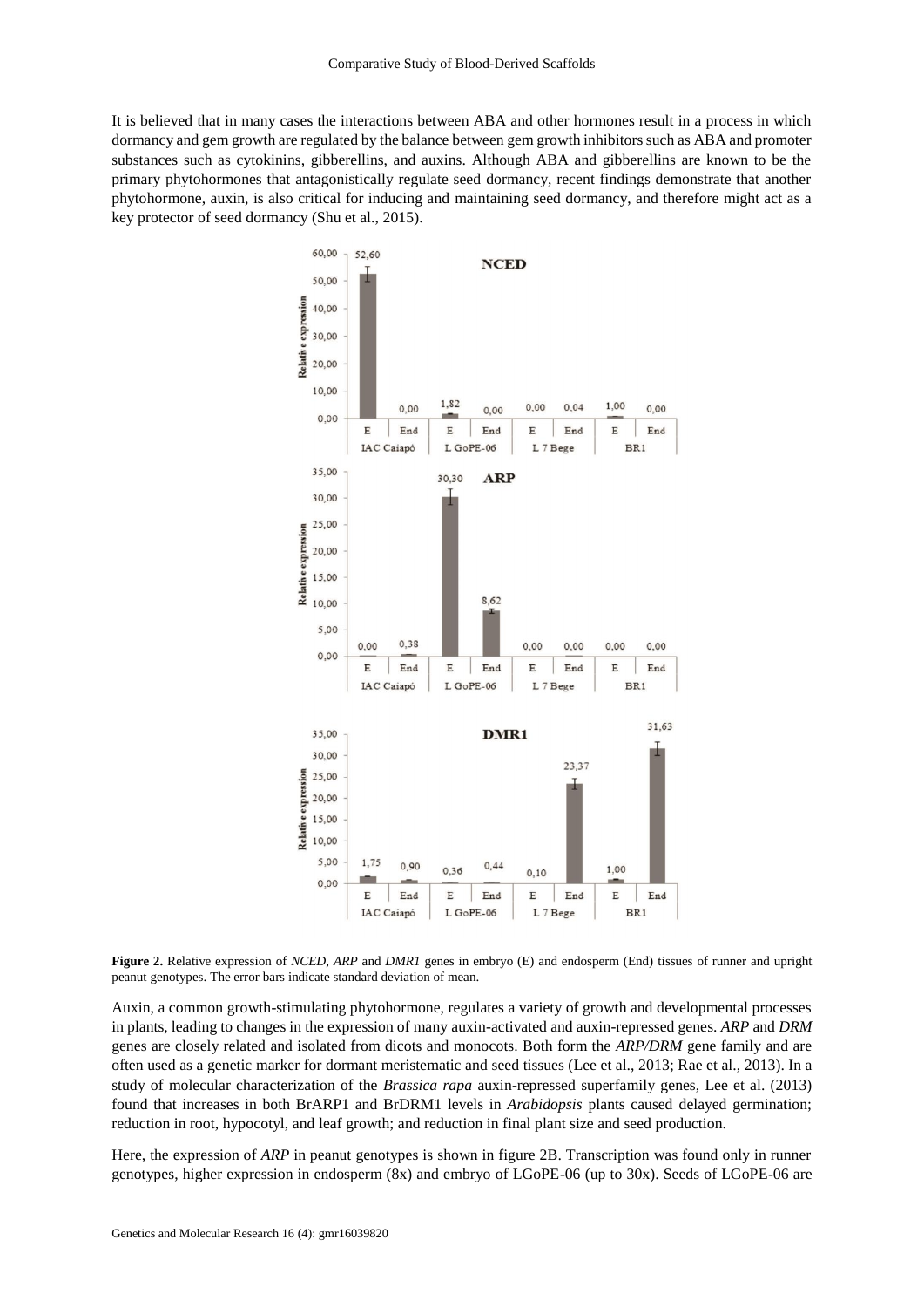It is believed that in many cases the interactions between ABA and other hormones result in a process in which dormancy and gem growth are regulated by the balance between gem growth inhibitors such as ABA and promoter substances such as cytokinins, gibberellins, and auxins. Although ABA and gibberellins are known to be the primary phytohormones that antagonistically regulate seed dormancy, recent findings demonstrate that another phytohormone, auxin, is also critical for inducing and maintaining seed dormancy, and therefore might act as a key protector of seed dormancy (Shu et al., 2015).

**Figure 2.** Relative expression of *NCED*, *ARP* and *DMR1* genes in embryo (E) and endosperm (End) tissues of runner and upright peanut genotypes. The error bars indicate standard deviation of mean.

Auxin, a common growth-stimulating phytohormone, regulates a variety of growth and developmental processes in plants, leading to changes in the expression of many auxin-activated and auxin-repressed genes. *ARP* and *DRM* genes are closely related and isolated from dicots and monocots. Both form the *ARP/DRM* gene family and are often used as a genetic marker for dormant meristematic and seed tissues (Lee et al., 2013; Rae et al., 2013). In a study of molecular characterization of the *Brassica rapa* auxin-repressed superfamily genes, Lee et al. (2013) found that increases in both BrARP1 and BrDRM1 levels in *Arabidopsis* plants caused delayed germination; reduction in root, hypocotyl, and leaf growth; and reduction in final plant size and seed production.

Here, the expression of *ARP* in peanut genotypes is shown in figure 2B. Transcription was found only in runner genotypes, higher expression in endosperm (8x) and embryo of LGoPE-06 (up to 30x). Seeds of LGoPE-06 are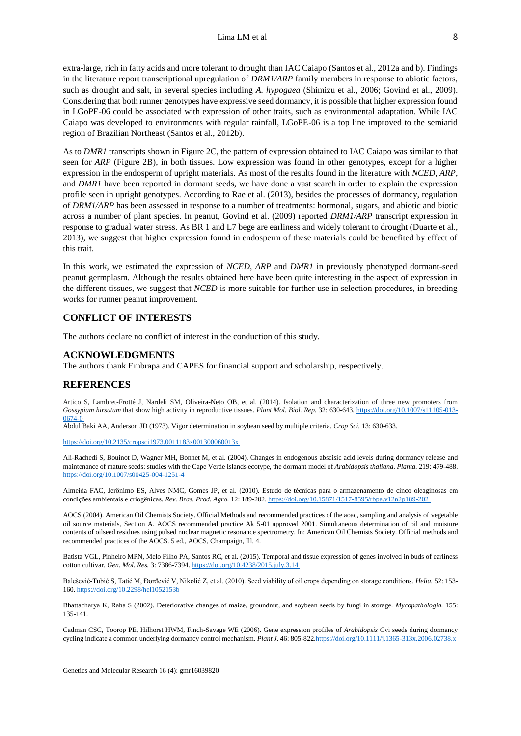extra-large, rich in fatty acids and more tolerant to drought than IAC Caiapo (Santos et al., 2012a and b). Findings in the literature report transcriptional upregulation of *DRM1/ARP* family members in response to abiotic factors, such as drought and salt, in several species including *A. hypogaea* (Shimizu et al., 2006; Govind et al., 2009). Considering that both runner genotypes have expressive seed dormancy, it is possible that higher expression found in LGoPE-06 could be associated with expression of other traits, such as environmental adaptation. While IAC Caiapo was developed to environments with regular rainfall, LGoPE-06 is a top line improved to the semiarid region of Brazilian Northeast (Santos et al., 2012b).

As to *DMR1* transcripts shown in Figure 2C, the pattern of expression obtained to IAC Caiapo was similar to that seen for *ARP* (Figure 2B), in both tissues. Low expression was found in other genotypes, except for a higher expression in the endosperm of upright materials. As most of the results found in the literature with *NCED*, *ARP*, and *DMR1* have been reported in dormant seeds, we have done a vast search in order to explain the expression profile seen in upright genotypes. According to Rae et al. (2013), besides the processes of dormancy, regulation of *DRM1/ARP* has been assessed in response to a number of treatments: hormonal, sugars, and abiotic and biotic across a number of plant species. In peanut, Govind et al. (2009) reported *DRM1/ARP* transcript expression in response to gradual water stress. As BR 1 and L7 bege are earliness and widely tolerant to drought (Duarte et al., 2013), we suggest that higher expression found in endosperm of these materials could be benefited by effect of this trait.

In this work, we estimated the expression of *NCED*, *ARP* and *DMR1* in previously phenotyped dormant-seed peanut germplasm. Although the results obtained here have been quite interesting in the aspect of expression in the different tissues, we suggest that *NCED* is more suitable for further use in selection procedures, in breeding works for runner peanut improvement.

## CONFLICT OF INTERESTS

The authors declare no conflict of interest in the conduction of this study.

## ACKNOWLEDGMENTS

The authors thank Embrapa and CAPES for financial support and scholarship, respectively.

## REFERENCES

Artico S, Lambret-Frotté J, Nardeli SM, Oliveira-Neto OB, et al. (2014). Isolation and characterization of three new promoters from *Gossypium hirsutum* that show high activity in reproductive tissues. *Plant Mol. Biol. Rep.* 32: 630-643. https://doi.org/10.1007/s11105-013-0674-0

Abdul Baki AA, Anderson JD (1973). Vigor determination in soybean seed by multiple criteria. *Crop Sci.* 13: 630-633.

https://doi.org/10.2135/cropsci1973.0011183x001300060013x

Ali-Rachedi S, Bouinot D, Wagner MH, Bonnet M, et al. (2004). Changes in endogenous abscisic acid levels during dormancy release and maintenance of mature seeds: studies with the Cape Verde Islands ecotype, the dormant model of *Arabidopsis thaliana*. *Planta.* 219: 479-488. https://doi.org/10.1007/s00425-004-1251-4

Almeida FAC, Jerônimo ES, Alves NMC, Gomes JP, et al. (2010). Estudo de técnicas para o armazenamento de cinco oleaginosas em condições ambientais e criogênicas. *Rev. Bras. Prod. Agro.* 12: 189-202. https://doi.org/10.15871/1517-8595/rbpa.v12n2p189-202

AOCS (2004). American Oil Chemists Society. Official Methods and recommended practices of the aoac, sampling and analysis of vegetable oil source materials, Section A. AOCS recommended practice Ak 5-01 approved 2001. Simultaneous determination of oil and moisture contents of oilseed residues using pulsed nuclear magnetic resonance spectrometry. In: American Oil Chemists Society. Official methods and recommended practices of the AOCS. 5 ed., AOCS, Champaign, Ill. 4.

Batista VGL, Pinheiro MPN, Melo Filho PA, Santos RC, et al. (2015). Temporal and tissue expression of genes involved in buds of earliness cotton cultivar. *Gen. Mol. Res.* 3: 7386-7394. https://doi.org/10.4238/2015.july.3.14

Balešević-Tubić S, Tatić M, Đorđević V, Nikolić Z, et al. (2010). Seed viability of oil crops depending on storage conditions. *Helia.* 52: 153-160. https://doi.org/10.2298/hel1052153b

Bhattacharya K, Raha S (2002). Deteriorative changes of maize, groundnut, and soybean seeds by fungi in storage. *Mycopathologia.* 155: 135-141.

Cadman CSC, Toorop PE, Hilhorst HWM, Finch-Savage WE (2006). Gene expression profiles of *Arabidopsis* Cvi seeds during dormancy cycling indicate a common underlying dormancy control mechanism. *Plant J.* 46: 805-822. https://doi.org/10.1111/j.1365-313x.2006.02738.x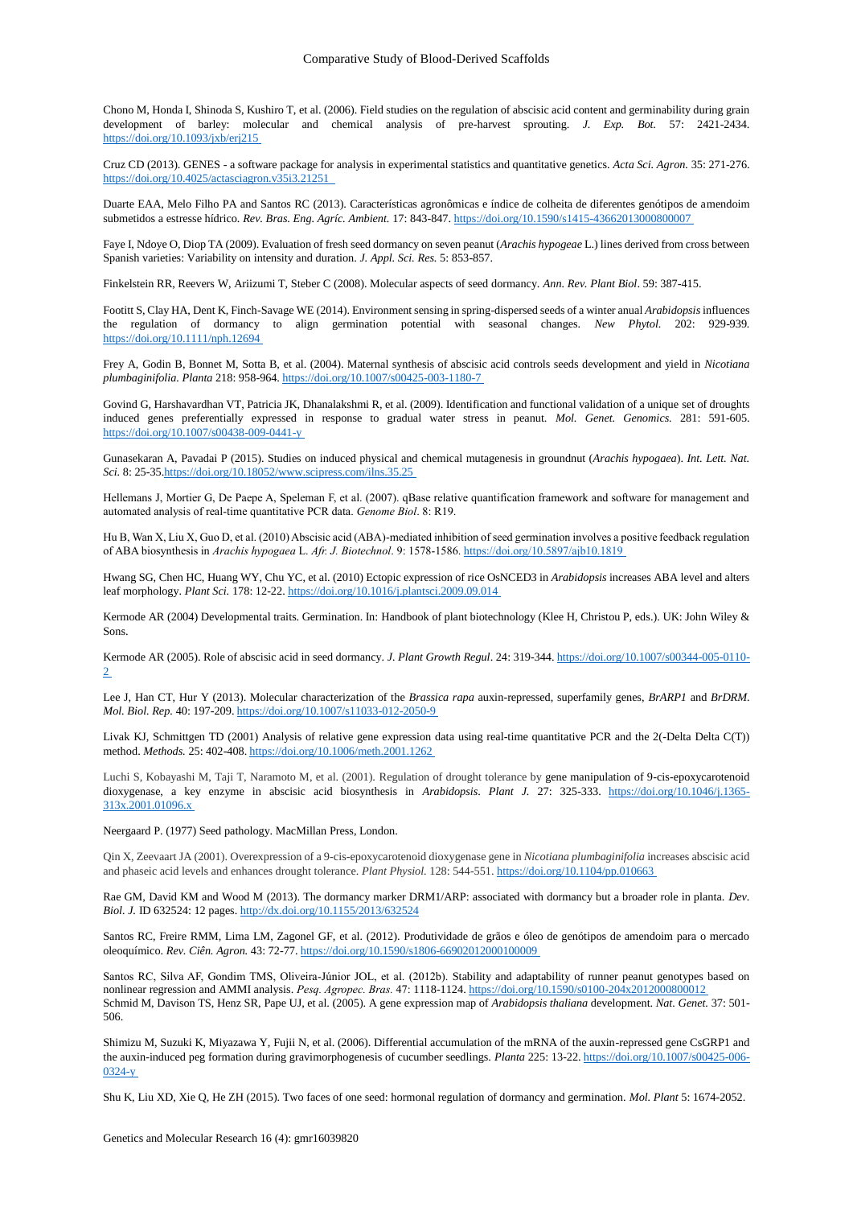Chono M, Honda I, Shinoda S, Kushiro T, et al. (2006). Field studies on the regulation of abscisic acid content and germinability during grain development of barley: molecular and chemical analysis of pre-harvest sprouting. *J. Exp. Bot.* 57: 2421-2434. https://doi.org/10.1093/jxb/erj215

Cruz CD (2013). GENES - a software package for analysis in experimental statistics and quantitative genetics. *Acta Sci. Agron.* 35: 271-276. https://doi.org/10.4025/actasciagron.v35i3.21251

Duarte EAA, Melo Filho PA and Santos RC (2013). Características agronômicas e índice de colheita de diferentes genótipos de amendoim submetidos a estresse hídrico. *Rev. Bras. Eng. Agríc. Ambient.* 17: 843-847. https://doi.org/10.1590/s1415-43662013000800007

Faye I, Ndoye O, Diop TA (2009). Evaluation of fresh seed dormancy on seven peanut (*Arachis hypogeae* L.) lines derived from cross between Spanish varieties: Variability on intensity and duration. *J. Appl. Sci. Res.* 5: 853-857.

Finkelstein RR, Reevers W, Ariizumi T, Steber C (2008). Molecular aspects of seed dormancy. *Ann. Rev. Plant Biol*. 59: 387-415.

Footitt S, Clay HA, Dent K, Finch-Savage WE (2014). Environment sensing in spring-dispersed seeds of a winter anual *Arabidopsis* influences the regulation of dormancy to align germination potential with seasonal changes. *New Phytol.* 202: 929-939. https://doi.org/10.1111/nph.12694

Frey A, Godin B, Bonnet M, Sotta B, et al. (2004). Maternal synthesis of abscisic acid controls seeds development and yield in *Nicotiana plumbaginifolia*. *Planta* 218: 958-964. https://doi.org/10.1007/s00425-003-1180-7

Govind G, Harshavardhan VT, Patricia JK, Dhanalakshmi R, et al. (2009). Identification and functional validation of a unique set of droughts induced genes preferentially expressed in response to gradual water stress in peanut. *Mol. Genet. Genomics.* 281: 591-605. https://doi.org/10.1007/s00438-009-0441-y

Gunasekaran A, Pavadai P (2015). Studies on induced physical and chemical mutagenesis in groundnut (*Arachis hypogaea*). *Int. Lett. Nat. Sci.* 8: 25-35.https://doi.org/10.18052/www.scipress.com/ilns.35.25

Hellemans J, Mortier G, De Paepe A, Speleman F, et al. (2007). qBase relative quantification framework and software for management and automated analysis of real-time quantitative PCR data. *Genome Biol.* 8: R19.

Hu B, Wan X, Liu X, Guo D, et al. (2010) Abscisic acid (ABA)-mediated inhibition of seed germination involves a positive feedback regulation of ABA biosynthesis in *Arachis hypogaea* L. *Afr. J. Biotechnol*. 9: 1578-1586. https://doi.org/10.5897/ajb10.1819

Hwang SG, Chen HC, Huang WY, Chu YC, et al. (2010) Ectopic expression of rice OsNCED3 in *Arabidopsis* increases ABA level and alters leaf morphology. *Plant Sci.* 178: 12-22. https://doi.org/10.1016/j.plantsci.2009.09.014

Kermode AR (2004) Developmental traits. Germination. In: Handbook of plant biotechnology (Klee H, Christou P, eds.). UK: John Wiley & Sons.

Kermode AR (2005). Role of abscisic acid in seed dormancy. *J. Plant Growth Regul*. 24: 319-344. https://doi.org/10.1007/s00344-005-0110-2

Lee J, Han CT, Hur Y (2013). Molecular characterization of the *Brassica rapa* auxin-repressed, superfamily genes, *BrARP1* and *BrDRM*. *Mol. Biol. Rep.* 40: 197-209. https://doi.org/10.1007/s11033-012-2050-9

Livak KJ, Schmittgen TD (2001) Analysis of relative gene expression data using real-time quantitative PCR and the 2(-Delta Delta C(T)) method. *Methods.* 25: 402-408. https://doi.org/10.1006/meth.2001.1262

Luchi S, Kobayashi M, Taji T, Naramoto M, et al. (2001). Regulation of drought tolerance by gene manipulation of 9-cis-epoxycarotenoid dioxygenase, a key enzyme in abscisic acid biosynthesis in *Arabidopsis*. *Plant J.* 27: 325-333. https://doi.org/10.1046/j.1365-313x.2001.01096.x

Neergaard P. (1977) Seed pathology. MacMillan Press, London.

Qin X, Zeevaart JA (2001). Overexpression of a 9-cis-epoxycarotenoid dioxygenase gene in *Nicotiana plumbaginifolia* increases abscisic acid and phaseic acid levels and enhances drought tolerance. *Plant Physiol.* 128: 544-551. https://doi.org/10.1104/pp.010663

Rae GM, David KM and Wood M (2013). The dormancy marker DRM1/ARP: associated with dormancy but a broader role in planta. *Dev. Biol. J.* ID 632524: 12 pages. http://dx.doi.org/10.1155/2013/632524

Santos RC, Freire RMM, Lima LM, Zagonel GF, et al. (2012). Produtividade de grãos e óleo de genótipos de amendoim para o mercado oleoquímico. *Rev. Ciên. Agron.* 43: 72-77. https://doi.org/10.1590/s1806-66902012000100009

Santos RC, Silva AF, Gondim TMS, Oliveira-Júnior JOL, et al. (2012b). Stability and adaptability of runner peanut genotypes based on nonlinear regression and AMMI analysis. *Pesq. Agropec. Bras.* 47: 1118-1124. https://doi.org/10.1590/s0100-204x2012000800012

Schmid M, Davison TS, Henz SR, Pape UJ, et al. (2005). A gene expression map of *Arabidopsis thaliana* development. *Nat. Genet.* 37: 501-506.

Shimizu M, Suzuki K, Miyazawa Y, Fujii N, et al. (2006). Differential accumulation of the mRNA of the auxin-repressed gene CsGRP1 and the auxin-induced peg formation during gravimorphogenesis of cucumber seedlings. *Planta* 225: 13-22. https://doi.org/10.1007/s00425-006-0324-y

Shu K, Liu XD, Xie Q, He ZH (2015). Two faces of one seed: hormonal regulation of dormancy and germination. *Mol. Plant* 5: 1674-2052.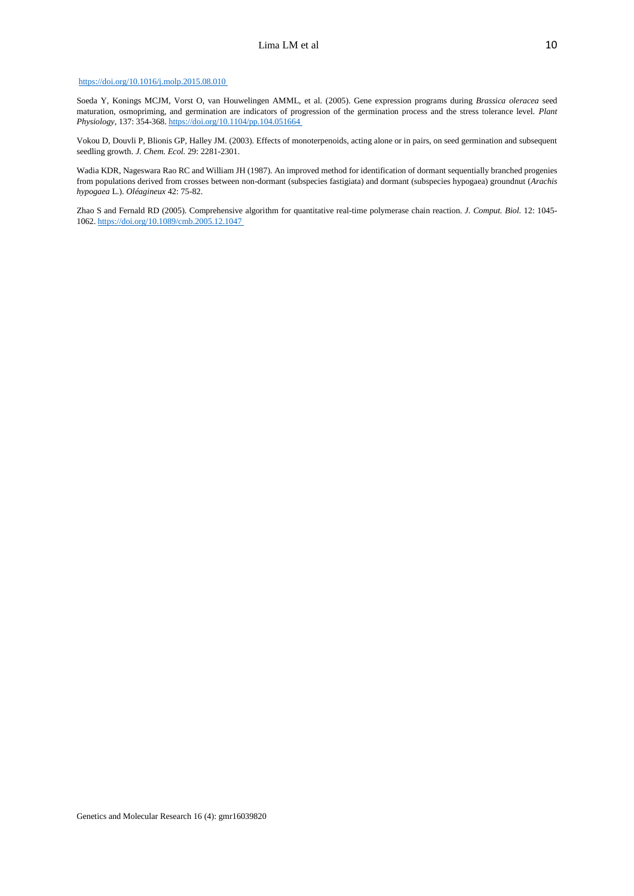https://doi.org/10.1016/j.molp.2015.08.010

Soeda Y, Konings MCJM, Vorst O, van Houwelingen AMML, et al. (2005). Gene expression programs during *Brassica oleracea* seed maturation, osmopriming, and germination are indicators of progression of the germination process and the stress tolerance level. *Plant Physiology*, 137: 354-368. https://doi.org/10.1104/pp.104.051664

Vokou D, Douvli P, Blionis GP, Halley JM. (2003). Effects of monoterpenoids, acting alone or in pairs, on seed germination and subsequent seedling growth. *J. Chem. Ecol.* 29: 2281-2301.

Wadia KDR, Nageswara Rao RC and William JH (1987). An improved method for identification of dormant sequentially branched progenies from populations derived from crosses between non-dormant (subspecies fastigiata) and dormant (subspecies hypogaea) groundnut (*Arachis hypogaea* L.). *Oléagineux* 42: 75-82.

Zhao S and Fernald RD (2005). Comprehensive algorithm for quantitative real-time polymerase chain reaction. *J. Comput. Biol.* 12: 1045-1062. https://doi.org/10.1089/cmb.2005.12.1047